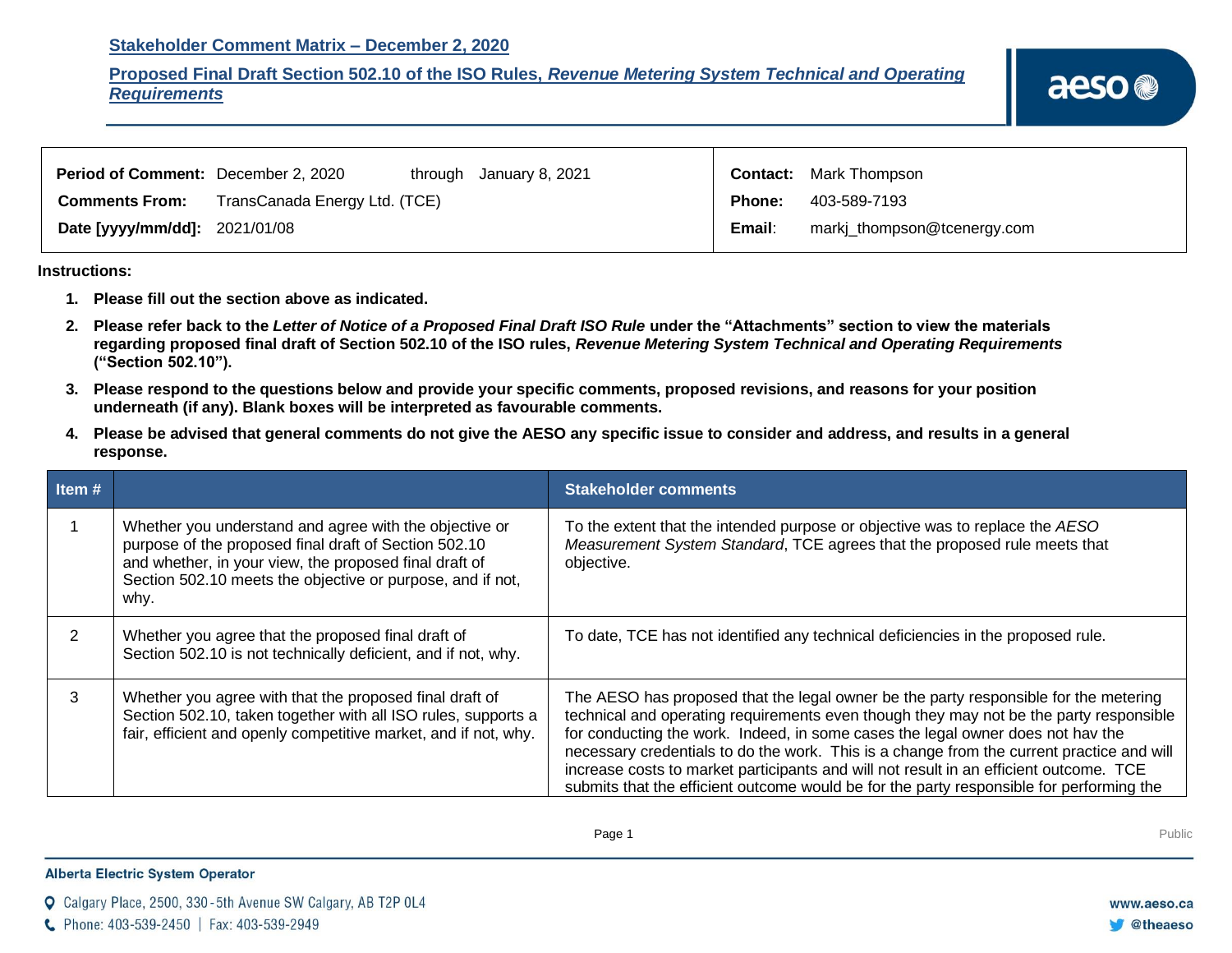## Stakeholder Comment Matrix – December 2, 2020

## Proposed Final Draft Section 502.10 of the ISO Rules, *Revenue Metering System Technical and Operating Requirements*

| | | | |
|---|---|---|---|
| **Period of Comment:** | December 2, 2020 through January 8, 2021 | **Contact:** | Mark Thompson |
| **Comments From:** | TransCanada Energy Ltd. (TCE) | **Phone:** | 403-589-7193 |
| **Date [yyyy/mm/dd]:** | 2021/01/08 | **Email:** | markj_thompson@tcenergy.com |

**Instructions:**

1. **Please fill out the section above as indicated.**
2. **Please refer back to the *Letter of Notice of a Proposed Final Draft ISO Rule* under the "Attachments" section to view the materials regarding proposed final draft of Section 502.10 of the ISO rules, *Revenue Metering System Technical and Operating Requirements* ("Section 502.10").**
3. **Please respond to the questions below and provide your specific comments, proposed revisions, and reasons for your position underneath (if any). Blank boxes will be interpreted as favourable comments.**
4. **Please be advised that general comments do not give the AESO any specific issue to consider and address, and results in a general response.**

| Item # | | Stakeholder comments |
|---|---|---|
| 1 | Whether you understand and agree with the objective or purpose of the proposed final draft of Section 502.10 and whether, in your view, the proposed final draft of Section 502.10 meets the objective or purpose, and if not, why. | To the extent that the intended purpose or objective was to replace the *AESO Measurement System Standard*, TCE agrees that the proposed rule meets that objective. |
| 2 | Whether you agree that the proposed final draft of Section 502.10 is not technically deficient, and if not, why. | To date, TCE has not identified any technical deficiencies in the proposed rule. |
| 3 | Whether you agree with that the proposed final draft of Section 502.10, taken together with all ISO rules, supports a fair, efficient and openly competitive market, and if not, why. | The AESO has proposed that the legal owner be the party responsible for the metering technical and operating requirements even though they may not be the party responsible for conducting the work. Indeed, in some cases the legal owner does not hav the necessary credentials to do the work. This is a change from the current practice and will increase costs to market participants and will not result in an efficient outcome. TCE submits that the efficient outcome would be for the party responsible for performing the |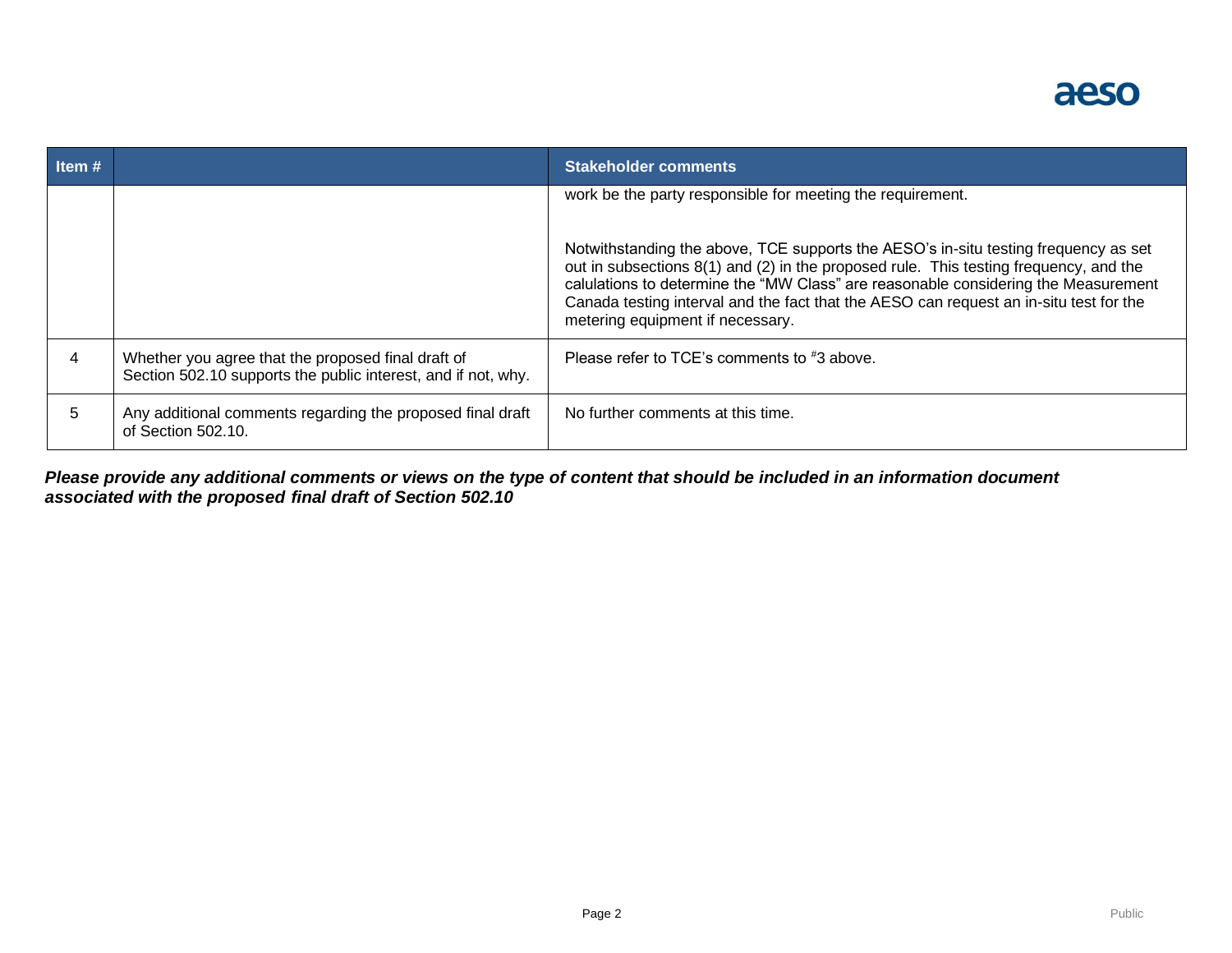| Item # | | Stakeholder comments |
|---|---|---|
| | | work be the party responsible for meeting the requirement.<br><br>Notwithstanding the above, TCE supports the AESO's in-situ testing frequency as set out in subsections 8(1) and (2) in the proposed rule. This testing frequency, and the calulations to determine the "MW Class" are reasonable considering the Measurement Canada testing interval and the fact that the AESO can request an in-situ test for the metering equipment if necessary. |
| 4 | Whether you agree that the proposed final draft of Section 502.10 supports the public interest, and if not, why. | Please refer to TCE's comments to #3 above. |
| 5 | Any additional comments regarding the proposed final draft of Section 502.10. | No further comments at this time. |

***Please provide any additional comments or views on the type of content that should be included in an information document associated with the proposed final draft of Section 502.10***